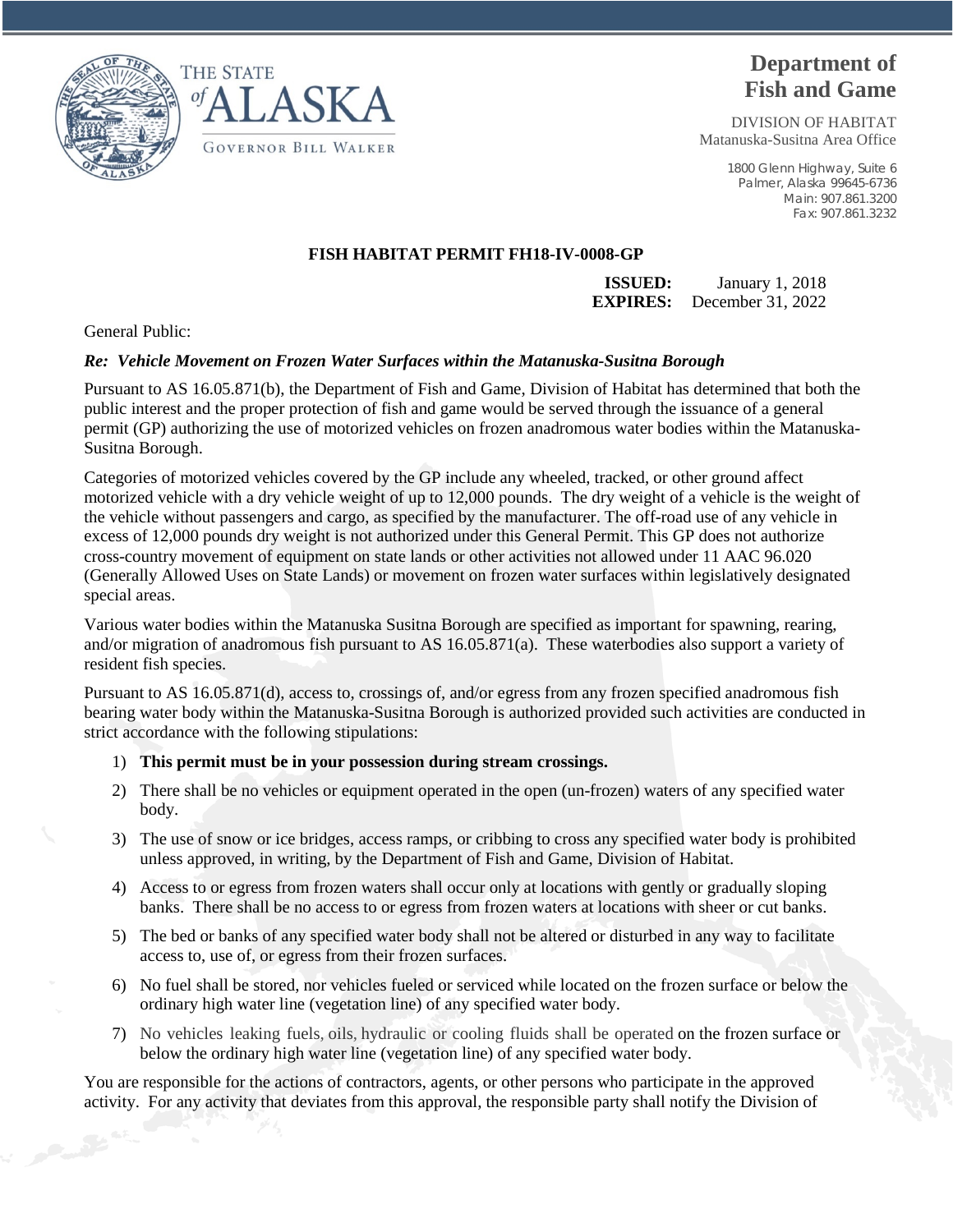THE STATE of ALASKA

GOVERNOR BILL WALKER

# Department of Fish and Game

DIVISION OF HABITAT
Matanuska-Susitna Area Office

1800 Glenn Highway, Suite 6
Palmer, Alaska 99645-6736
Main: 907.861.3200
Fax: 907.861.3232

## FISH HABITAT PERMIT FH18-IV-0008-GP

**ISSUED:** January 1, 2018
**EXPIRES:** December 31, 2022

General Public:

***Re: Vehicle Movement on Frozen Water Surfaces within the Matanuska-Susitna Borough***

Pursuant to AS 16.05.871(b), the Department of Fish and Game, Division of Habitat has determined that both the public interest and the proper protection of fish and game would be served through the issuance of a general permit (GP) authorizing the use of motorized vehicles on frozen anadromous water bodies within the Matanuska-Susitna Borough.

Categories of motorized vehicles covered by the GP include any wheeled, tracked, or other ground affect motorized vehicle with a dry vehicle weight of up to 12,000 pounds. The dry weight of a vehicle is the weight of the vehicle without passengers and cargo, as specified by the manufacturer. The off-road use of any vehicle in excess of 12,000 pounds dry weight is not authorized under this General Permit. This GP does not authorize cross-country movement of equipment on state lands or other activities not allowed under 11 AAC 96.020 (Generally Allowed Uses on State Lands) or movement on frozen water surfaces within legislatively designated special areas.

Various water bodies within the Matanuska Susitna Borough are specified as important for spawning, rearing, and/or migration of anadromous fish pursuant to AS 16.05.871(a). These waterbodies also support a variety of resident fish species.

Pursuant to AS 16.05.871(d), access to, crossings of, and/or egress from any frozen specified anadromous fish bearing water body within the Matanuska-Susitna Borough is authorized provided such activities are conducted in strict accordance with the following stipulations:

1) **This permit must be in your possession during stream crossings.**
2) There shall be no vehicles or equipment operated in the open (un-frozen) waters of any specified water body.
3) The use of snow or ice bridges, access ramps, or cribbing to cross any specified water body is prohibited unless approved, in writing, by the Department of Fish and Game, Division of Habitat.
4) Access to or egress from frozen waters shall occur only at locations with gently or gradually sloping banks. There shall be no access to or egress from frozen waters at locations with sheer or cut banks.
5) The bed or banks of any specified water body shall not be altered or disturbed in any way to facilitate access to, use of, or egress from their frozen surfaces.
6) No fuel shall be stored, nor vehicles fueled or serviced while located on the frozen surface or below the ordinary high water line (vegetation line) of any specified water body.
7) No vehicles leaking fuels, oils, hydraulic or cooling fluids shall be operated on the frozen surface or below the ordinary high water line (vegetation line) of any specified water body.

You are responsible for the actions of contractors, agents, or other persons who participate in the approved activity. For any activity that deviates from this approval, the responsible party shall notify the Division of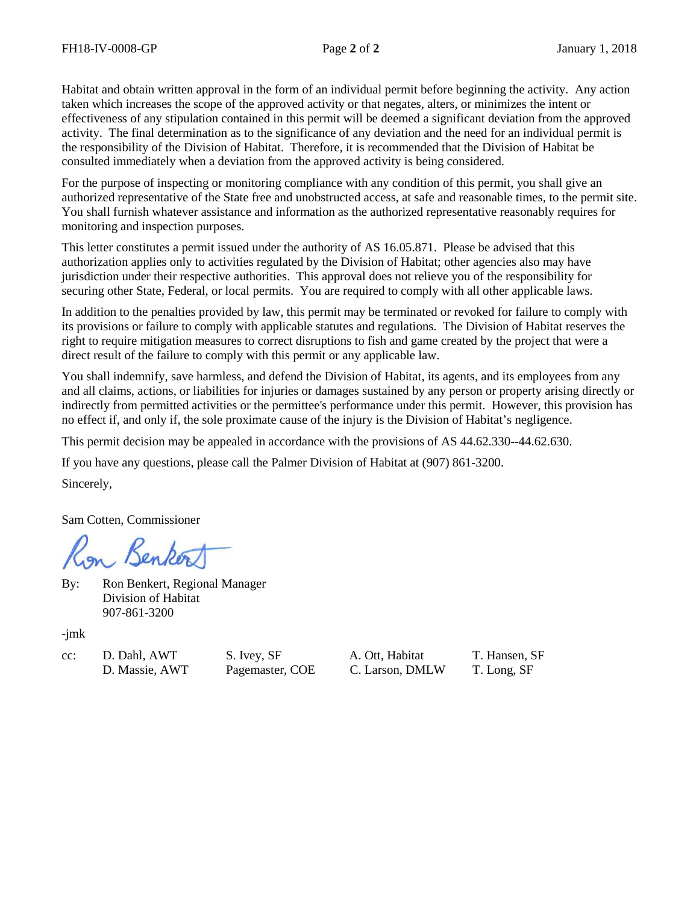Habitat and obtain written approval in the form of an individual permit before beginning the activity. Any action taken which increases the scope of the approved activity or that negates, alters, or minimizes the intent or effectiveness of any stipulation contained in this permit will be deemed a significant deviation from the approved activity. The final determination as to the significance of any deviation and the need for an individual permit is the responsibility of the Division of Habitat. Therefore, it is recommended that the Division of Habitat be consulted immediately when a deviation from the approved activity is being considered.

For the purpose of inspecting or monitoring compliance with any condition of this permit, you shall give an authorized representative of the State free and unobstructed access, at safe and reasonable times, to the permit site. You shall furnish whatever assistance and information as the authorized representative reasonably requires for monitoring and inspection purposes.

This letter constitutes a permit issued under the authority of AS 16.05.871. Please be advised that this authorization applies only to activities regulated by the Division of Habitat; other agencies also may have jurisdiction under their respective authorities. This approval does not relieve you of the responsibility for securing other State, Federal, or local permits. You are required to comply with all other applicable laws.

In addition to the penalties provided by law, this permit may be terminated or revoked for failure to comply with its provisions or failure to comply with applicable statutes and regulations. The Division of Habitat reserves the right to require mitigation measures to correct disruptions to fish and game created by the project that were a direct result of the failure to comply with this permit or any applicable law.

You shall indemnify, save harmless, and defend the Division of Habitat, its agents, and its employees from any and all claims, actions, or liabilities for injuries or damages sustained by any person or property arising directly or indirectly from permitted activities or the permittee's performance under this permit. However, this provision has no effect if, and only if, the sole proximate cause of the injury is the Division of Habitat's negligence.

This permit decision may be appealed in accordance with the provisions of AS 44.62.330--44.62.630.

If you have any questions, please call the Palmer Division of Habitat at (907) 861-3200.

Sincerely,

Sam Cotten, Commissioner

Ron Benkert

By: Ron Benkert, Regional Manager
Division of Habitat
907-861-3200

-jmk

cc: D. Dahl, AWT
D. Massie, AWT
S. Ivey, SF
Pagemaster, COE
A. Ott, Habitat
C. Larson, DMLW
T. Hansen, SF
T. Long, SF